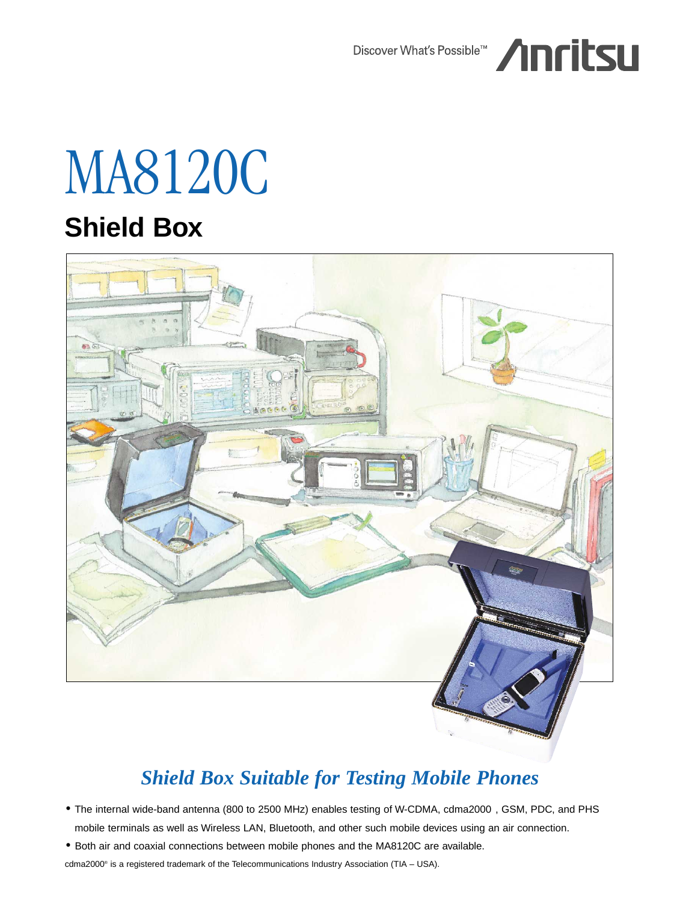Discover What's Possible™ Anritsu

# MA8120C

## Shield Box

### *Shield Box Suitable for Testing Mobile Phones*

- The internal wide-band antenna (800 to 2500 MHz) enables testing of W-CDMA, cdma2000 , GSM, PDC, and PHS mobile terminals as well as Wireless LAN, Bluetooth, and other such mobile devices using an air connection.
- Both air and coaxial connections between mobile phones and the MA8120C are available.

cdma2000® is a registered trademark of the Telecommunications Industry Association (TIA – USA).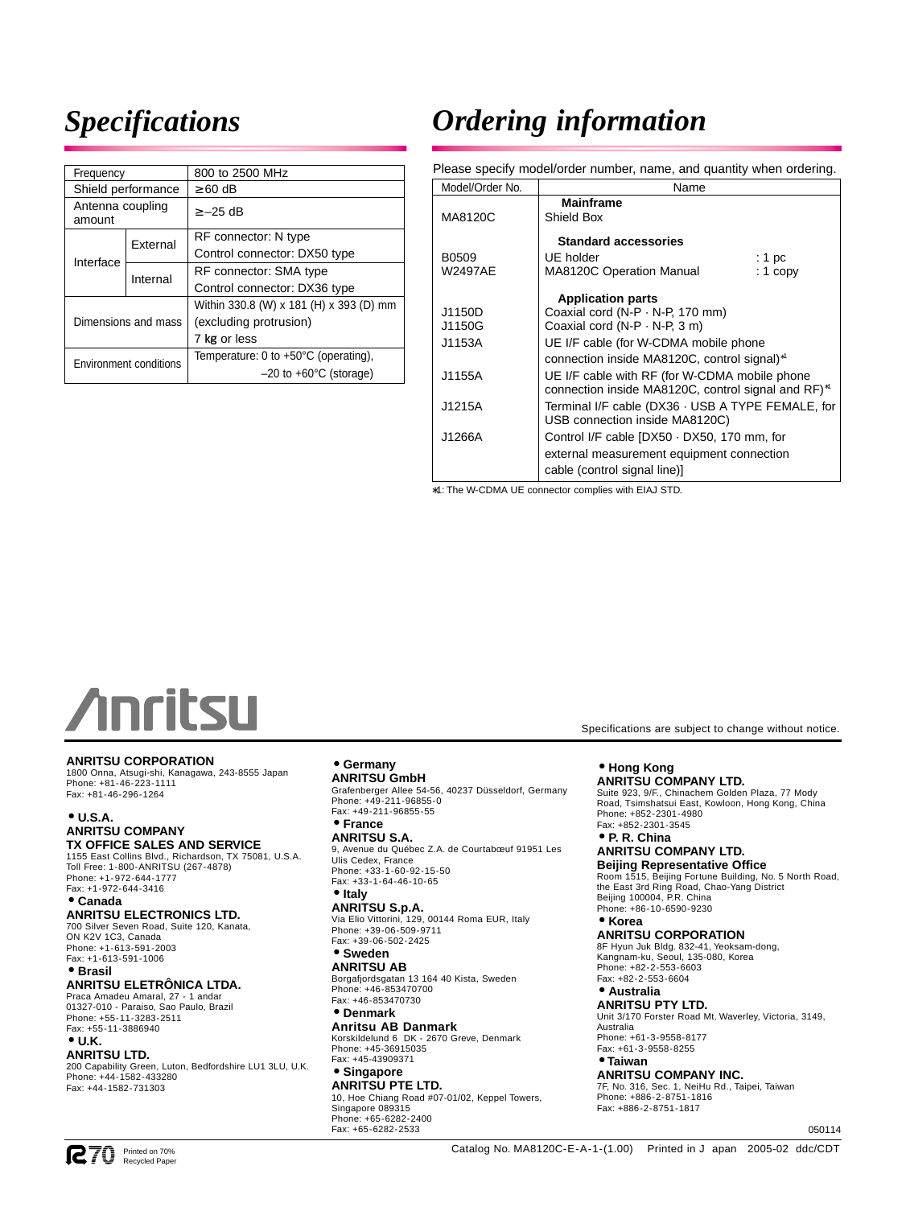# Specifications

| | | |
|---|---|---|
| Frequency | | 800 to 2500 MHz |
| Shield performance | | ≥60 dB |
| Antenna coupling amount | | ≥–25 dB |
| Interface | External | RF connector: N type<br>Control connector: DX50 type |
| | Internal | RF connector: SMA type<br>Control connector: DX36 type |
| Dimensions and mass | | Within 330.8 (W) x 181 (H) x 393 (D) mm (excluding protrusion)<br>7 kg or less |
| Environment conditions | | Temperature: 0 to +50°C (operating),<br>–20 to +60°C (storage) |

# Ordering information

Please specify model/order number, name, and quantity when ordering.

| Model/Order No. | Name | |
|---|---|---|
| | **Mainframe** | |
| MA8120C | Shield Box | |
| | **Standard accessories** | |
| B0509 | UE holder | : 1 pc |
| W2497AE | MA8120C Operation Manual | : 1 copy |
| | **Application parts** | |
| J1150D | Coaxial cord (N-P · N-P, 170 mm) | |
| J1150G | Coaxial cord (N-P · N-P, 3 m) | |
| J1153A | UE I/F cable (for W-CDMA mobile phone connection inside MA8120C, control signal)*1 | |
| J1155A | UE I/F cable with RF (for W-CDMA mobile phone connection inside MA8120C, control signal and RF)*1 | |
| J1215A | Terminal I/F cable (DX36 · USB A TYPE FEMALE, for USB connection inside MA8120C) | |
| J1266A | Control I/F cable [DX50 · DX50, 170 mm, for external measurement equipment connection cable (control signal line)] | |

*1: The W-CDMA UE connector complies with EIAJ STD.

Specifications are subject to change without notice.

**ANRITSU CORPORATION**
1800 Onna, Atsugi-shi, Kanagawa, 243-8555 Japan
Phone: +81-46-223-1111
Fax: +81-46-296-1264

• **U.S.A.**
**ANRITSU COMPANY**
**TX OFFICE SALES AND SERVICE**
1155 East Collins Blvd., Richardson, TX 75081, U.S.A.
Toll Free: 1-800-ANRITSU (267-4878)
Phone: +1-972-644-1777
Fax: +1-972-644-3416

• **Canada**
**ANRITSU ELECTRONICS LTD.**
700 Silver Seven Road, Suite 120, Kanata, ON K2V 1C3, Canada
Phone: +1-613-591-2003
Fax: +1-613-591-1006

• **Brasil**
**ANRITSU ELETRÔNICA LTDA.**
Praca Amadeu Amaral, 27 - 1 andar
01327-010 - Paraiso, Sao Paulo, Brazil
Phone: +55-11-3283-2511
Fax: +55-11-3886940

• **U.K.**
**ANRITSU LTD.**
200 Capability Green, Luton, Bedfordshire LU1 3LU, U.K.
Phone: +44-1582-433280
Fax: +44-1582-731303

• **Germany**
**ANRITSU GmbH**
Grafenberger Allee 54-56, 40237 Düsseldorf, Germany
Phone: +49-211-96855-0
Fax: +49-211-96855-55

• **France**
**ANRITSU S.A.**
9, Avenue du Québec Z.A. de Courtabœuf 91951 Les Ulis Cedex, France
Phone: +33-1-60-92-15-50
Fax: +33-1-64-46-10-65

• **Italy**
**ANRITSU S.p.A.**
Via Elio Vittorini, 129, 00144 Roma EUR, Italy
Phone: +39-06-509-9711
Fax: +39-06-502-2425

• **Sweden**
**ANRITSU AB**
Borgafjordsgatan 13 164 40 Kista, Sweden
Phone: +46-853470700
Fax: +46-853470730

• **Denmark**
**Anritsu AB Danmark**
Korskildelund 6 DK - 2670 Greve, Denmark
Phone: +45-36915035
Fax: +45-43909371

• **Singapore**
**ANRITSU PTE LTD.**
10, Hoe Chiang Road #07-01/02, Keppel Towers, Singapore 089315
Phone: +65-6282-2400
Fax: +65-6282-2533

• **Hong Kong**
**ANRITSU COMPANY LTD.**
Suite 923, 9/F., Chinachem Golden Plaza, 77 Mody Road, Tsimshatsui East, Kowloon, Hong Kong, China
Phone: +852-2301-4980
Fax: +852-2301-3545

• **P. R. China**
**ANRITSU COMPANY LTD.**
**Beijing Representative Office**
Room 1515, Beijing Fortune Building, No. 5 North Road, the East 3rd Ring Road, Chao-Yang District
Beijing 100004, P.R. China
Phone: +86-10-6590-9230

• **Korea**
**ANRITSU CORPORATION**
8F Hyun Juk Bldg. 832-41, Yeoksam-dong, Kangnam-ku, Seoul, 135-080, Korea
Phone: +82-2-553-6603
Fax: +82-2-553-6604

• **Australia**
**ANRITSU PTY LTD.**
Unit 3/170 Forster Road Mt. Waverley, Victoria, 3149, Australia
Phone: +61-3-9558-8177
Fax: +61-3-9558-8255

• **Taiwan**
**ANRITSU COMPANY INC.**
7F, No. 316, Sec. 1, NeiHu Rd., Taipei, Taiwan
Phone: +886-2-8751-1816
Fax: +886-2-8751-1817

050114

Printed on 70% Recycled Paper

Catalog No. MA8120C-E-A-1-(1.00) Printed in Japan 2005-02 ddc/CDT